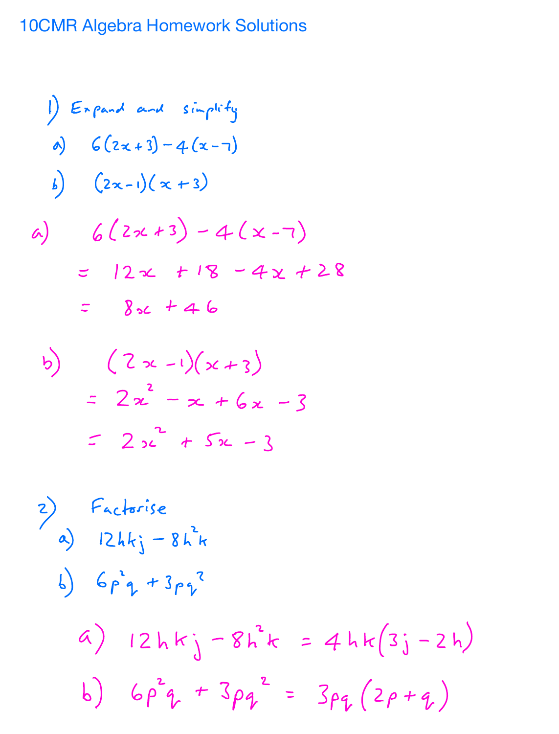# 10CMR Algebra Homework Solutions

1) Expand and simplify

a) $6(2x+3)-4(x-7)$

b) $(2x-1)(x+3)$

a) $6(2x+3)-4(x-7)$

$= 12x + 18 - 4x + 28$

$= 8x + 46$

b) $(2x-1)(x+3)$

$= 2x^2 - x + 6x - 3$

$= 2x^2 + 5x - 3$

2) Factorise

a) $12hkj - 8h^2k$

b) $6p^2q + 3pq^2$

a) $12hkj - 8h^2k = 4hk(3j - 2h)$

b) $6p^2q + 3pq^2 = 3pq(2p + q)$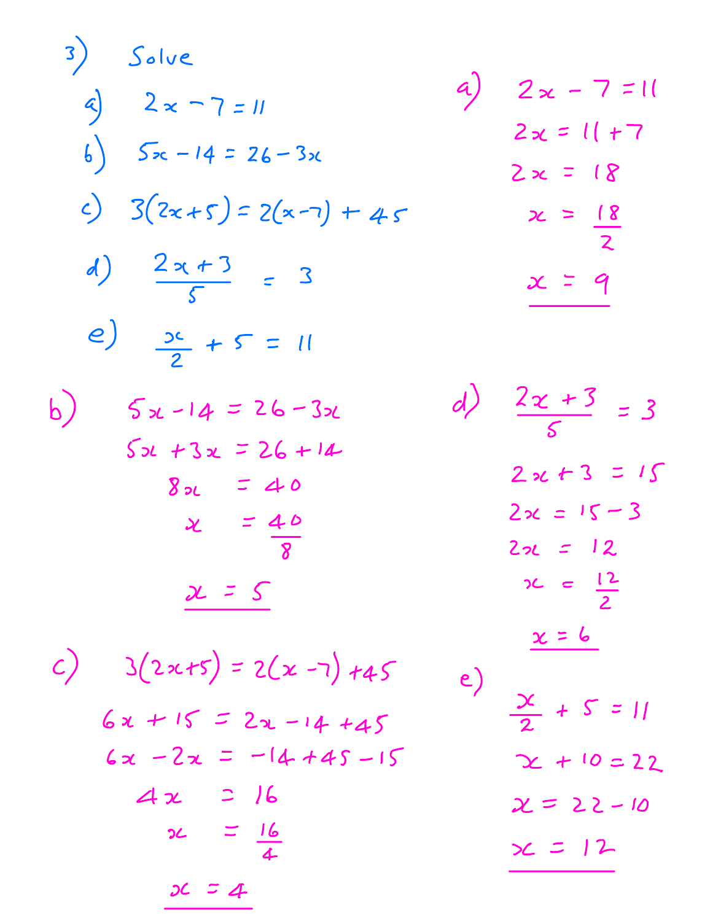3) Solve

a) $2x - 7 = 11$

b) $5x - 14 = 26 - 3x$

c) $3(2x+5) = 2(x-7) + 45$

d) $\dfrac{2x+3}{5} = 3$

e) $\dfrac{x}{2} + 5 = 11$

a)

$$2x - 7 = 11$$
$$2x = 11 + 7$$
$$2x = 18$$
$$x = \frac{18}{2}$$
$$\underline{x = 9}$$

b)

$$5x - 14 = 26 - 3x$$
$$5x + 3x = 26 + 14$$
$$8x = 40$$
$$x = \frac{40}{8}$$
$$\underline{x = 5}$$

c)

$$3(2x+5) = 2(x-7) + 45$$
$$6x + 15 = 2x - 14 + 45$$
$$6x - 2x = -14 + 45 - 15$$
$$4x = 16$$
$$x = \frac{16}{4}$$
$$\underline{x = 4}$$

d)

$$\frac{2x+3}{5} = 3$$
$$2x + 3 = 15$$
$$2x = 15 - 3$$
$$2x = 12$$
$$x = \frac{12}{2}$$
$$\underline{x = 6}$$

e)

$$\frac{x}{2} + 5 = 11$$
$$x + 10 = 22$$
$$x = 22 - 10$$
$$\underline{x = 12}$$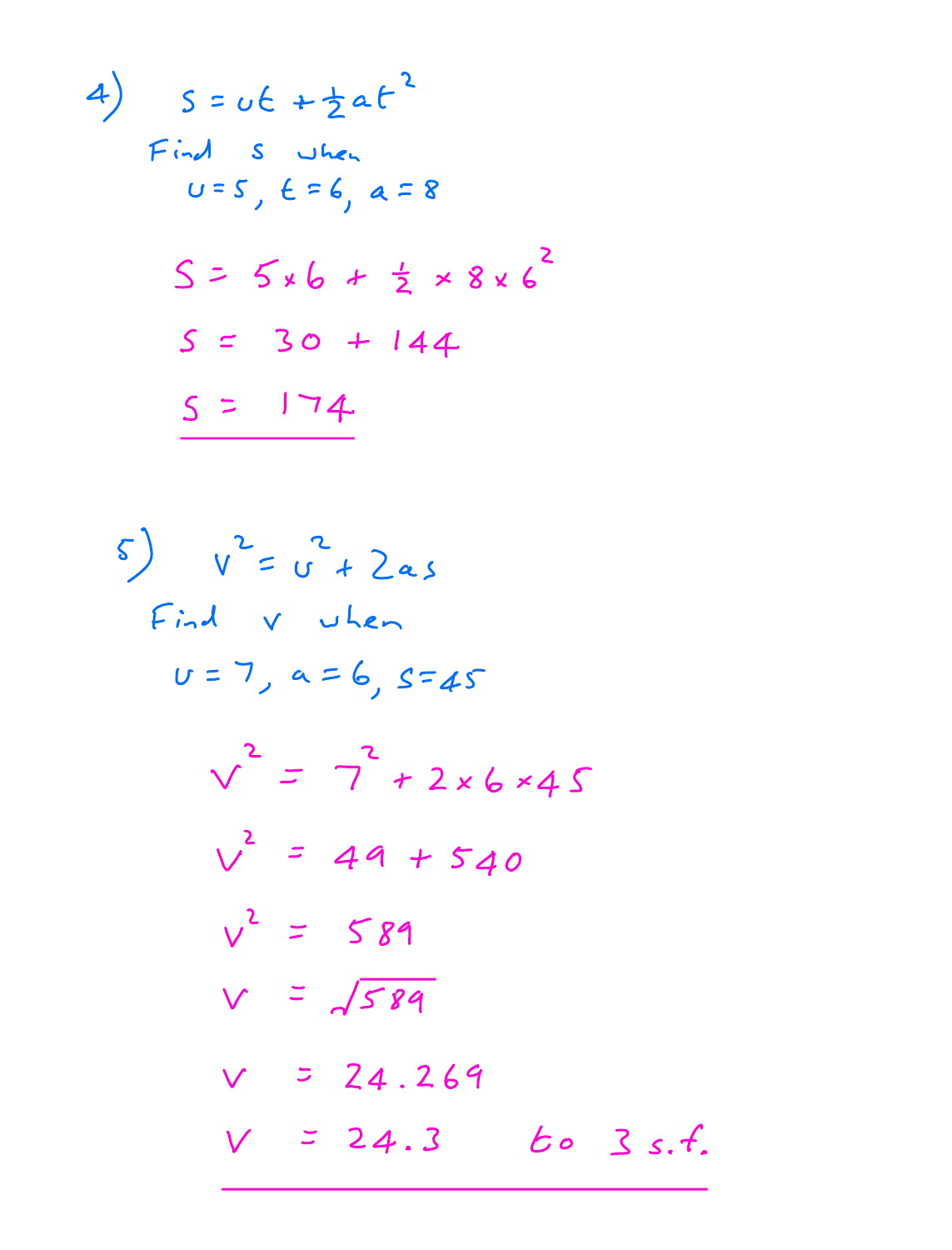4) $s = ut + \frac{1}{2}at^2$

Find $s$ when

$u = 5$, $t = 6$, $a = 8$

$$S = 5 \times 6 + \frac{1}{2} \times 8 \times 6^2$$

$$S = 30 + 144$$

$$S = 174$$

5) $v^2 = u^2 + 2as$

Find $v$ when

$u = 7$, $a = 6$, $s = 45$

$$v^2 = 7^2 + 2 \times 6 \times 45$$

$$v^2 = 49 + 540$$

$$v^2 = 589$$

$$v = \sqrt{589}$$

$$v = 24.269$$

$$v = 24.3 \quad \text{to 3 s.f.}$$